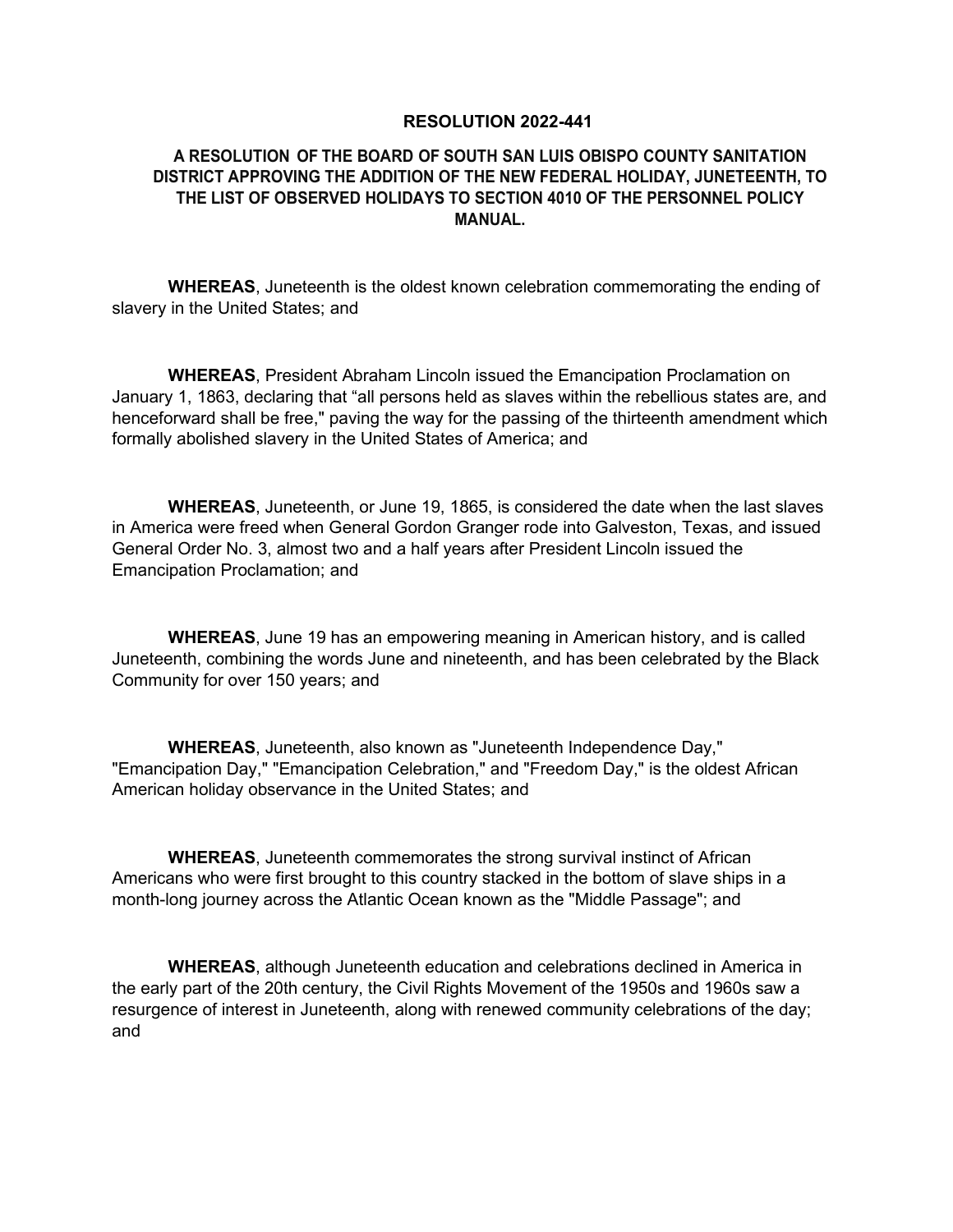# RESOLUTION 2022-441

## A RESOLUTION OF THE BOARD OF SOUTH SAN LUIS OBISPO COUNTY SANITATION DISTRICT APPROVING THE ADDITION OF THE NEW FEDERAL HOLIDAY, JUNETEENTH, TO THE LIST OF OBSERVED HOLIDAYS TO SECTION 4010 OF THE PERSONNEL POLICY MANUAL.

**WHEREAS**, Juneteenth is the oldest known celebration commemorating the ending of slavery in the United States; and

**WHEREAS**, President Abraham Lincoln issued the Emancipation Proclamation on January 1, 1863, declaring that "all persons held as slaves within the rebellious states are, and henceforward shall be free," paving the way for the passing of the thirteenth amendment which formally abolished slavery in the United States of America; and

**WHEREAS**, Juneteenth, or June 19, 1865, is considered the date when the last slaves in America were freed when General Gordon Granger rode into Galveston, Texas, and issued General Order No. 3, almost two and a half years after President Lincoln issued the Emancipation Proclamation; and

**WHEREAS**, June 19 has an empowering meaning in American history, and is called Juneteenth, combining the words June and nineteenth, and has been celebrated by the Black Community for over 150 years; and

**WHEREAS**, Juneteenth, also known as "Juneteenth Independence Day," "Emancipation Day," "Emancipation Celebration," and "Freedom Day," is the oldest African American holiday observance in the United States; and

**WHEREAS**, Juneteenth commemorates the strong survival instinct of African Americans who were first brought to this country stacked in the bottom of slave ships in a month-long journey across the Atlantic Ocean known as the "Middle Passage"; and

**WHEREAS**, although Juneteenth education and celebrations declined in America in the early part of the 20th century, the Civil Rights Movement of the 1950s and 1960s saw a resurgence of interest in Juneteenth, along with renewed community celebrations of the day; and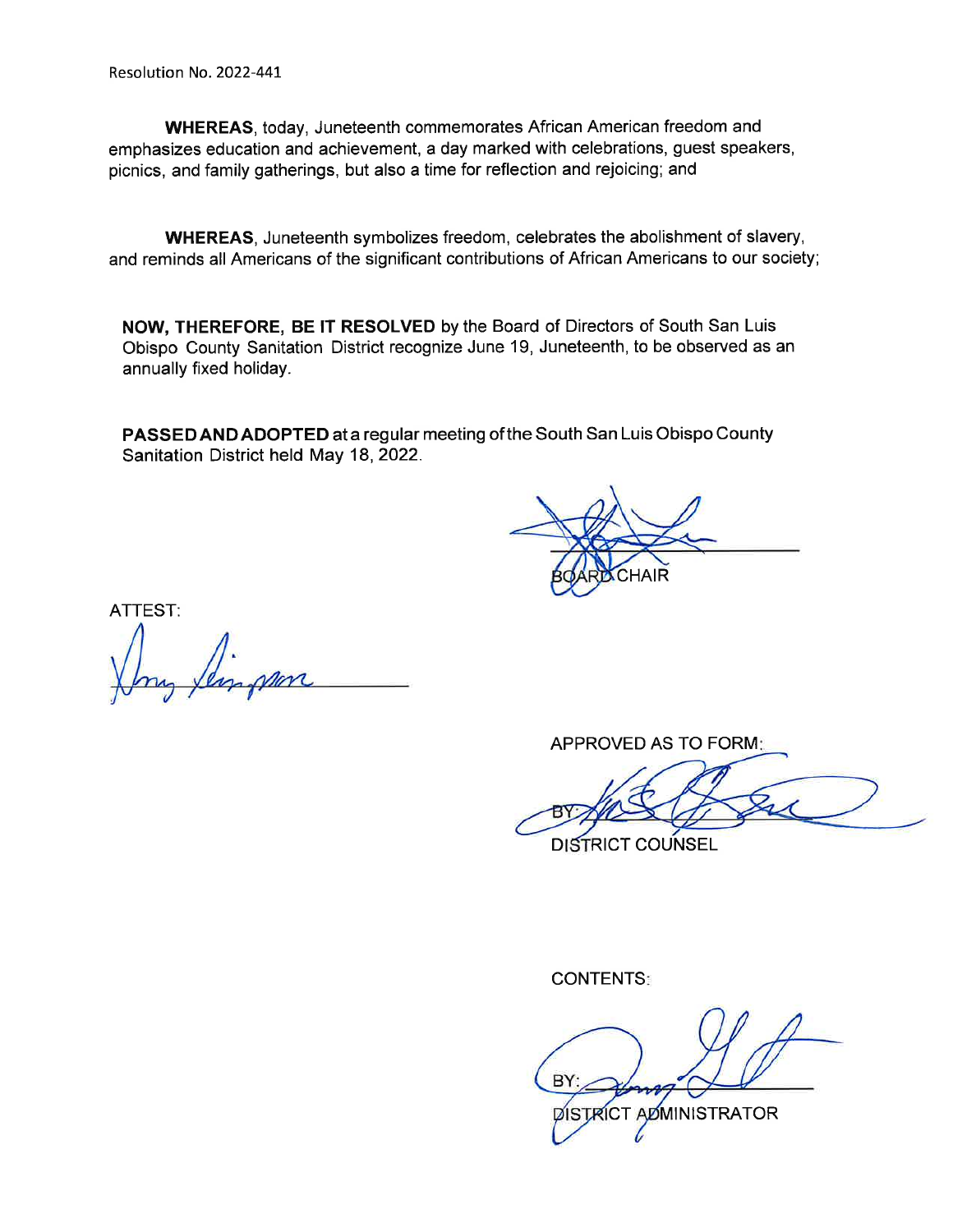Resolution No. 2022-441

**WHEREAS**, today, Juneteenth commemorates African American freedom and emphasizes education and achievement, a day marked with celebrations, guest speakers, picnics, and family gatherings, but also a time for reflection and rejoicing; and

**WHEREAS**, Juneteenth symbolizes freedom, celebrates the abolishment of slavery, and reminds all Americans of the significant contributions of African Americans to our society;

**NOW, THEREFORE, BE IT RESOLVED** by the Board of Directors of South San Luis Obispo County Sanitation District recognize June 19, Juneteenth, to be observed as an annually fixed holiday.

**PASSED AND ADOPTED** at a regular meeting of the South San Luis Obispo County Sanitation District held May 18, 2022.

\_\_\_\_\_\_\_\_\_\_\_\_\_\_\_\_\_\_\_\_\_\_\_\_\_\_\_\_
BOARD CHAIR

ATTEST:

\_\_\_\_\_\_\_\_\_\_\_\_\_\_\_\_\_\_\_\_\_\_\_\_\_\_\_\_

APPROVED AS TO FORM:

BY: \_\_\_\_\_\_\_\_\_\_\_\_\_\_\_\_\_\_\_\_\_\_\_\_\_\_\_\_
DISTRICT COUNSEL

CONTENTS:

BY: \_\_\_\_\_\_\_\_\_\_\_\_\_\_\_\_\_\_\_\_\_\_\_\_\_\_\_\_
DISTRICT ADMINISTRATOR